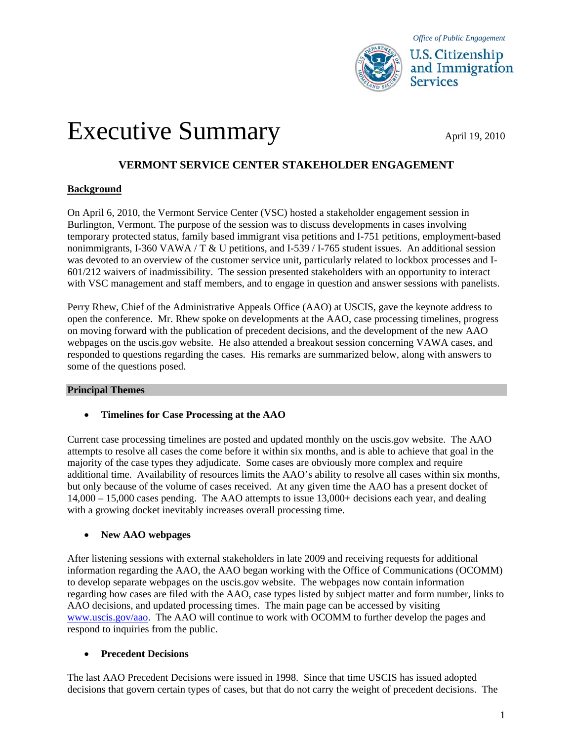*Office of Public Engagement*

U.S. Citizenship and Immigration Services

# Executive Summary

April 19, 2010

## VERMONT SERVICE CENTER STAKEHOLDER ENGAGEMENT

### Background

On April 6, 2010, the Vermont Service Center (VSC) hosted a stakeholder engagement session in Burlington, Vermont. The purpose of the session was to discuss developments in cases involving temporary protected status, family based immigrant visa petitions and I-751 petitions, employment-based nonimmigrants, I-360 VAWA / T & U petitions, and I-539 / I-765 student issues. An additional session was devoted to an overview of the customer service unit, particularly related to lockbox processes and I-601/212 waivers of inadmissibility. The session presented stakeholders with an opportunity to interact with VSC management and staff members, and to engage in question and answer sessions with panelists.

Perry Rhew, Chief of the Administrative Appeals Office (AAO) at USCIS, gave the keynote address to open the conference. Mr. Rhew spoke on developments at the AAO, case processing timelines, progress on moving forward with the publication of precedent decisions, and the development of the new AAO webpages on the uscis.gov website. He also attended a breakout session concerning VAWA cases, and responded to questions regarding the cases. His remarks are summarized below, along with answers to some of the questions posed.

### Principal Themes

- **Timelines for Case Processing at the AAO**

Current case processing timelines are posted and updated monthly on the uscis.gov website. The AAO attempts to resolve all cases the come before it within six months, and is able to achieve that goal in the majority of the case types they adjudicate. Some cases are obviously more complex and require additional time. Availability of resources limits the AAO's ability to resolve all cases within six months, but only because of the volume of cases received. At any given time the AAO has a present docket of 14,000 – 15,000 cases pending. The AAO attempts to issue 13,000+ decisions each year, and dealing with a growing docket inevitably increases overall processing time.

- **New AAO webpages**

After listening sessions with external stakeholders in late 2009 and receiving requests for additional information regarding the AAO, the AAO began working with the Office of Communications (OCOMM) to develop separate webpages on the uscis.gov website. The webpages now contain information regarding how cases are filed with the AAO, case types listed by subject matter and form number, links to AAO decisions, and updated processing times. The main page can be accessed by visiting [www.uscis.gov/aao](http://www.uscis.gov/aao). The AAO will continue to work with OCOMM to further develop the pages and respond to inquiries from the public.

- **Precedent Decisions**

The last AAO Precedent Decisions were issued in 1998. Since that time USCIS has issued adopted decisions that govern certain types of cases, but that do not carry the weight of precedent decisions. The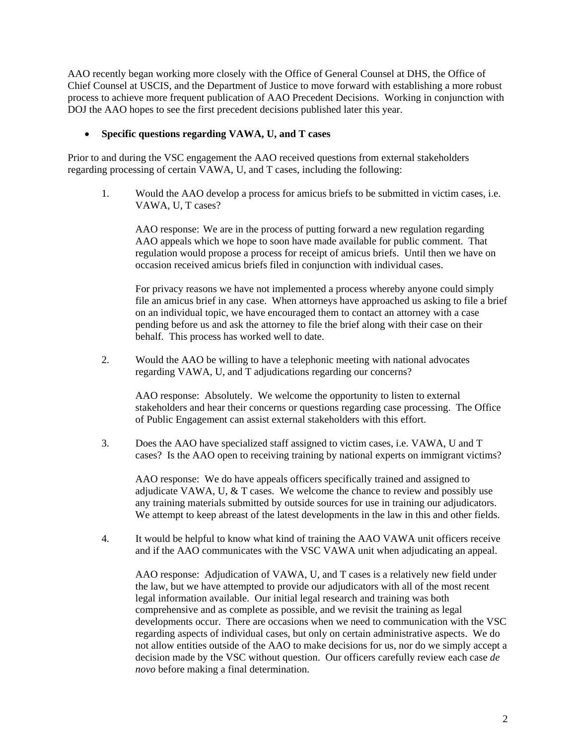AAO recently began working more closely with the Office of General Counsel at DHS, the Office of Chief Counsel at USCIS, and the Department of Justice to move forward with establishing a more robust process to achieve more frequent publication of AAO Precedent Decisions. Working in conjunction with DOJ the AAO hopes to see the first precedent decisions published later this year.

- **Specific questions regarding VAWA, U, and T cases**

Prior to and during the VSC engagement the AAO received questions from external stakeholders regarding processing of certain VAWA, U, and T cases, including the following:

1. Would the AAO develop a process for amicus briefs to be submitted in victim cases, i.e. VAWA, U, T cases?

   AAO response: We are in the process of putting forward a new regulation regarding AAO appeals which we hope to soon have made available for public comment. That regulation would propose a process for receipt of amicus briefs. Until then we have on occasion received amicus briefs filed in conjunction with individual cases.

   For privacy reasons we have not implemented a process whereby anyone could simply file an amicus brief in any case. When attorneys have approached us asking to file a brief on an individual topic, we have encouraged them to contact an attorney with a case pending before us and ask the attorney to file the brief along with their case on their behalf. This process has worked well to date.

2. Would the AAO be willing to have a telephonic meeting with national advocates regarding VAWA, U, and T adjudications regarding our concerns?

   AAO response: Absolutely. We welcome the opportunity to listen to external stakeholders and hear their concerns or questions regarding case processing. The Office of Public Engagement can assist external stakeholders with this effort.

3. Does the AAO have specialized staff assigned to victim cases, i.e. VAWA, U and T cases? Is the AAO open to receiving training by national experts on immigrant victims?

   AAO response: We do have appeals officers specifically trained and assigned to adjudicate VAWA, U, & T cases. We welcome the chance to review and possibly use any training materials submitted by outside sources for use in training our adjudicators. We attempt to keep abreast of the latest developments in the law in this and other fields.

4. It would be helpful to know what kind of training the AAO VAWA unit officers receive and if the AAO communicates with the VSC VAWA unit when adjudicating an appeal.

   AAO response: Adjudication of VAWA, U, and T cases is a relatively new field under the law, but we have attempted to provide our adjudicators with all of the most recent legal information available. Our initial legal research and training was both comprehensive and as complete as possible, and we revisit the training as legal developments occur. There are occasions when we need to communication with the VSC regarding aspects of individual cases, but only on certain administrative aspects. We do not allow entities outside of the AAO to make decisions for us, nor do we simply accept a decision made by the VSC without question. Our officers carefully review each case *de novo* before making a final determination.